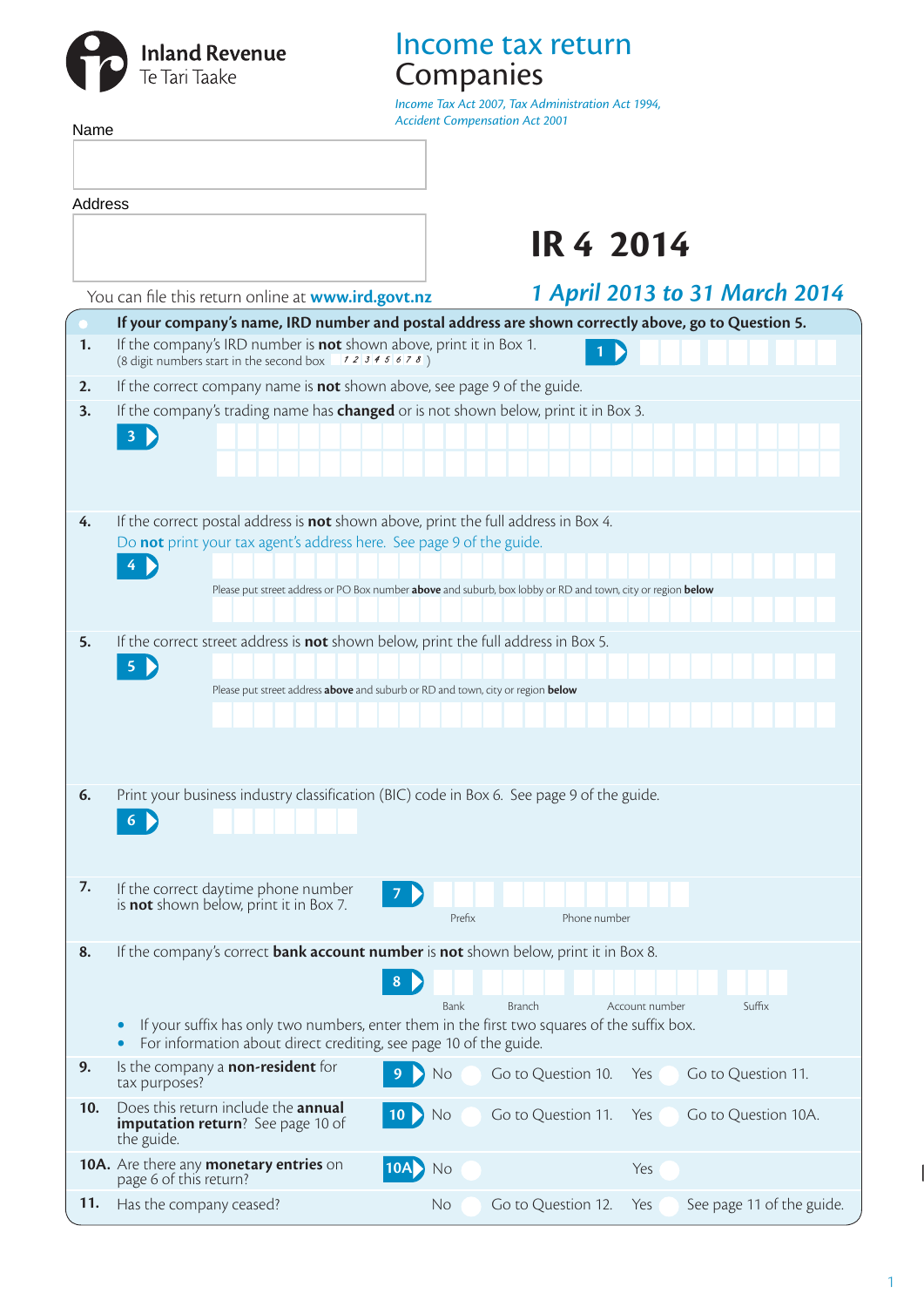Inland Revenue
Te Tari Taake

# Income tax return Companies

*Income Tax Act 2007, Tax Administration Act 1994, Accident Compensation Act 2001*

Name

Address

# IR 4 2014

*1 April 2013 to 31 March 2014*

You can file this return online at **www.ird.govt.nz**

**If your company's name, IRD number and postal address are shown correctly above, go to Question 5.**

**1.** If the company's IRD number is **not** shown above, print it in Box 1.
(8 digit numbers start in the second box 1 2 3 4 5 6 7 8 )

**1**

**2.** If the correct company name is **not** shown above, see page 9 of the guide.

**3.** If the company's trading name has **changed** or is not shown below, print it in Box 3.

**3**

**4.** If the correct postal address is **not** shown above, print the full address in Box 4.
Do **not** print your tax agent's address here. See page 9 of the guide.

**4**

Please put street address or PO Box number **above** and suburb, box lobby or RD and town, city or region **below**

**5.** If the correct street address is **not** shown below, print the full address in Box 5.

**5**

Please put street address **above** and suburb or RD and town, city or region **below**

**6.** Print your business industry classification (BIC) code in Box 6. See page 9 of the guide.

**6**

**7.** If the correct daytime phone number is **not** shown below, print it in Box 7.

**7** Prefix Phone number

**8.** If the company's correct **bank account number** is **not** shown below, print it in Box 8.

**8** Bank Branch Account number Suffix

- If your suffix has only two numbers, enter them in the first two squares of the suffix box.
- For information about direct crediting, see page 10 of the guide.

**9.** Is the company a **non-resident** for tax purposes?
**9** No Go to Question 10. Yes Go to Question 11.

**10.** Does this return include the **annual imputation return**? See page 10 of the guide.
**10** No Go to Question 11. Yes Go to Question 10A.

**10A.** Are there any **monetary entries** on page 6 of this return?
**10A** No Yes

**11.** Has the company ceased?
No Go to Question 12. Yes See page 11 of the guide.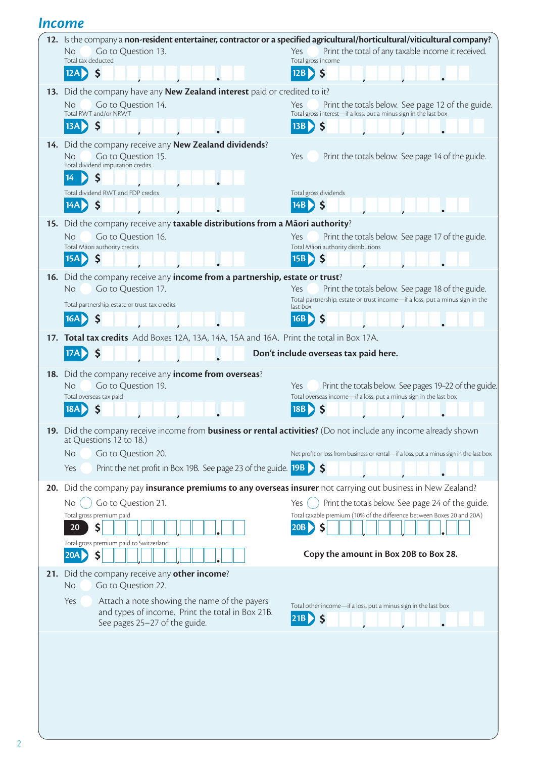## Income

**12.** Is the company a **non-resident entertainer, contractor or a specified agricultural/horticultural/viticultural company?**

No — Go to Question 13.

Yes — Print the total of any taxable income it received.

Total tax deducted **12A** $ , , .

Total gross income **12B** $ , , .

**13.** Did the company have any **New Zealand interest** paid or credited to it?

No — Go to Question 14.

Yes — Print the totals below. See page 12 of the guide.

Total RWT and/or NRWT **13A** $ , , .

Total gross interest—if a loss, put a minus sign in the last box **13B** $ , , .

**14.** Did the company receive any **New Zealand dividends**?

No — Go to Question 15.

Yes — Print the totals below. See page 14 of the guide.

Total dividend imputation credits **14** $ , , .

Total dividend RWT and FDP credits **14A** $ , , .

Total gross dividends **14B** $ , , .

**15.** Did the company receive any **taxable distributions from a Māori authority**?

No — Go to Question 16.

Yes — Print the totals below. See page 17 of the guide.

Total Māori authority credits **15A** $ , , .

Total Māori authority distributions **15B** $ , , .

**16.** Did the company receive any **income from a partnership, estate or trust**?

No — Go to Question 17.

Yes — Print the totals below. See page 18 of the guide.

Total partnership, estate or trust tax credits **16A** $ , , .

Total partnership, estate or trust income—if a loss, put a minus sign in the last box **16B** $ , , .

**17. Total tax credits** Add Boxes 12A, 13A, 14A, 15A and 16A. Print the total in Box 17A.

**17A** $ , , .

**Don't include overseas tax paid here.**

**18.** Did the company receive any **income from overseas**?

No — Go to Question 19.

Yes — Print the totals below. See pages 19–22 of the guide.

Total overseas tax paid **18A** $ , , .

Total overseas income—if a loss, put a minus sign in the last box **18B** $ , , .

**19.** Did the company receive income from **business or rental activities?** (Do not include any income already shown at Questions 12 to 18.)

No — Go to Question 20.

Yes — Print the net profit in Box 19B. See page 23 of the guide.

Net profit or loss from business or rental—if a loss, put a minus sign in the last box **19B** $ , , .

**20.** Did the company pay **insurance premiums to any overseas insurer** not carrying out business in New Zealand?

No — Go to Question 21.

Yes — Print the totals below. See page 24 of the guide.

Total gross premium paid **20** $ , , .

Total gross premium paid to Switzerland **20A** $ , , .

Total taxable premium (10% of the difference between Boxes 20 and 20A) **20B** $ , , .

**Copy the amount in Box 20B to Box 28.**

**21.** Did the company receive any **other income**?

No — Go to Question 22.

Yes — Attach a note showing the name of the payers and types of income. Print the total in Box 21B. See pages 25–27 of the guide.

Total other income—if a loss, put a minus sign in the last box **21B** $ , , .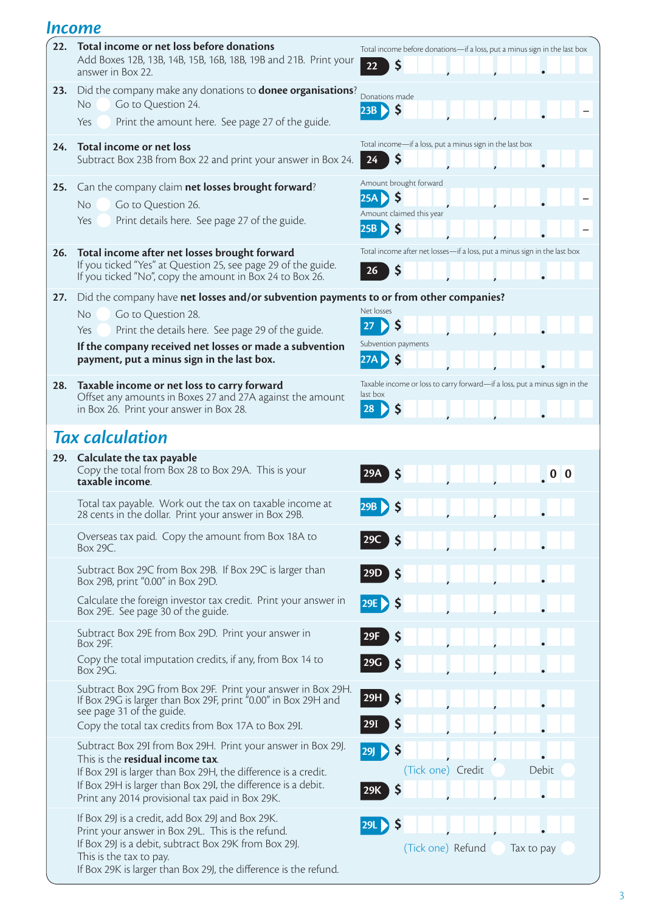## Income

**22. Total income or net loss before donations**
Add Boxes 12B, 13B, 14B, 15B, 16B, 18B, 19B and 21B. Print your answer in Box 22.

Total income before donations—if a loss, put a minus sign in the last box
**22** $ ___ , ___ , ___ . ___

**23.** Did the company make any donations to **donee organisations**?
No — Go to Question 24.
Yes — Print the amount here. See page 27 of the guide.

Donations made
**23B** $ ___ , ___ , ___ . ___ –

**24. Total income or net loss**
Subtract Box 23B from Box 22 and print your answer in Box 24.

Total income—if a loss, put a minus sign in the last box
**24** $ ___ , ___ , ___ . ___

**25.** Can the company claim **net losses brought forward**?
No — Go to Question 26.
Yes — Print details here. See page 27 of the guide.

Amount brought forward
**25A** $ ___ , ___ , ___ . ___ –

Amount claimed this year
**25B** $ ___ , ___ , ___ . ___ –

**26. Total income after net losses brought forward**
If you ticked "Yes" at Question 25, see page 29 of the guide.
If you ticked "No", copy the amount in Box 24 to Box 26.

Total income after net losses—if a loss, put a minus sign in the last box
**26** $ ___ , ___ , ___ . ___

**27.** Did the company have **net losses and/or subvention payments to or from other companies?**
No — Go to Question 28.
Yes — Print the details here. See page 29 of the guide.

**If the company received net losses or made a subvention payment, put a minus sign in the last box.**

Net losses
**27** $ ___ , ___ , ___ . ___

Subvention payments
**27A** $ ___ , ___ , ___ . ___

**28. Taxable income or net loss to carry forward**
Offset any amounts in Boxes 27 and 27A against the amount in Box 26. Print your answer in Box 28.

Taxable income or loss to carry forward—if a loss, put a minus sign in the last box
**28** $ ___ , ___ , ___ . ___

## Tax calculation

**29. Calculate the tax payable**
Copy the total from Box 28 to Box 29A. This is your **taxable income**.

**29A** $ ___ , ___ , ___ . 0 0

Total tax payable. Work out the tax on taxable income at 28 cents in the dollar. Print your answer in Box 29B.

**29B** $ ___ , ___ , ___ . ___

Overseas tax paid. Copy the amount from Box 18A to Box 29C.

**29C** $ ___ , ___ , ___ . ___

Subtract Box 29C from Box 29B. If Box 29C is larger than Box 29B, print "0.00" in Box 29D.

**29D** $ ___ , ___ , ___ . ___

Calculate the foreign investor tax credit. Print your answer in Box 29E. See page 30 of the guide.

**29E** $ ___ , ___ , ___ . ___

Subtract Box 29E from Box 29D. Print your answer in Box 29F.

**29F** $ ___ , ___ , ___ . ___

Copy the total imputation credits, if any, from Box 14 to Box 29G.

**29G** $ ___ , ___ , ___ . ___

Subtract Box 29G from Box 29F. Print your answer in Box 29H. If Box 29G is larger than Box 29F, print "0.00" in Box 29H and see page 31 of the guide.

**29H** $ ___ , ___ , ___ . ___

Copy the total tax credits from Box 17A to Box 29I.

**29I** $ ___ , ___ , ___ . ___

Subtract Box 29I from Box 29H. Print your answer in Box 29J. This is the **residual income tax**.
If Box 29I is larger than Box 29H, the difference is a credit.
If Box 29H is larger than Box 29I, the difference is a debit.

**29J** $ ___ , ___ , ___ . ___
(Tick one) Credit ◯ Debit ◯

Print any 2014 provisional tax paid in Box 29K.

**29K** $ ___ , ___ , ___ . ___

If Box 29J is a credit, add Box 29J and Box 29K.
Print your answer in Box 29L. This is the refund.
If Box 29J is a debit, subtract Box 29K from Box 29J.
This is the tax to pay.
If Box 29K is larger than Box 29J, the difference is the refund.

**29L** $ ___ , ___ , ___ . ___
(Tick one) Refund ◯ Tax to pay ◯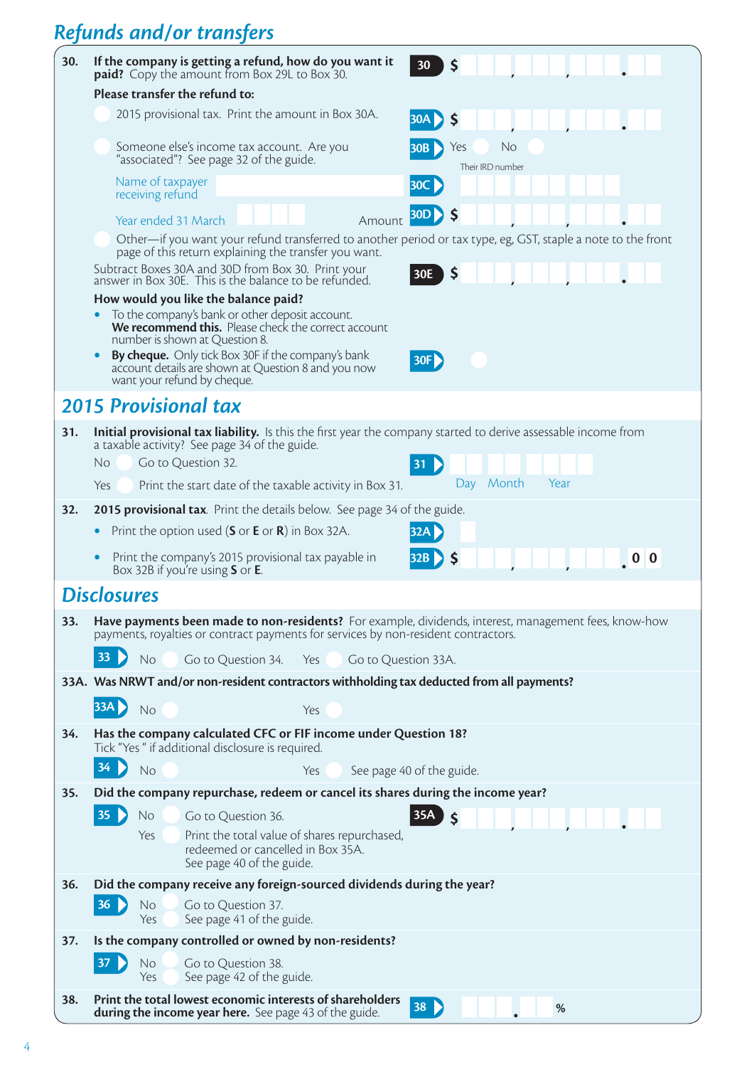## Refunds and/or transfers

**30.** **If the company is getting a refund, how do you want it paid?** Copy the amount from Box 29L to Box 30.

**30** $ , , .

**Please transfer the refund to:**

- 2015 provisional tax. Print the amount in Box 30A. — **30A** $ , , .
- Someone else's income tax account. Are you "associated"? See page 32 of the guide. — **30B** Yes No

  Name of taxpayer receiving refund — **30C** Their IRD number

  Year ended 31 March — Amount **30D** $ , , .
- Other—if you want your refund transferred to another period or tax type, eg, GST, staple a note to the front page of this return explaining the transfer you want.

Subtract Boxes 30A and 30D from Box 30. Print your answer in Box 30E. This is the balance to be refunded. — **30E** $ , , .

**How would you like the balance paid?**

- To the company's bank or other deposit account. **We recommend this.** Please check the correct account number is shown at Question 8.
- **By cheque.** Only tick Box 30F if the company's bank account details are shown at Question 8 and you now want your refund by cheque. — **30F**

## 2015 Provisional tax

**31.** **Initial provisional tax liability.** Is this the first year the company started to derive assessable income from a taxable activity? See page 34 of the guide.

No — Go to Question 32.

Yes — Print the start date of the taxable activity in Box 31. — **31** Day Month Year

**32.** **2015 provisional tax**. Print the details below. See page 34 of the guide.

- Print the option used (**S** or **E** or **R**) in Box 32A. — **32A**
- Print the company's 2015 provisional tax payable in Box 32B if you're using **S** or **E**. — **32B** $ , , . 0 0

## Disclosures

**33.** **Have payments been made to non-residents?** For example, dividends, interest, management fees, know-how payments, royalties or contract payments for services by non-resident contractors.

**33** No — Go to Question 34. Yes — Go to Question 33A.

**33A.** **Was NRWT and/or non-resident contractors withholding tax deducted from all payments?**

**33A** No Yes

**34.** **Has the company calculated CFC or FIF income under Question 18?**
Tick "Yes " if additional disclosure is required.

**34** No Yes — See page 40 of the guide.

**35.** **Did the company repurchase, redeem or cancel its shares during the income year?**

**35** No — Go to Question 36.
Yes — Print the total value of shares repurchased, redeemed or cancelled in Box 35A. See page 40 of the guide.

**35A** $ , , .

**36.** **Did the company receive any foreign-sourced dividends during the year?**

**36** No — Go to Question 37.
Yes — See page 41 of the guide.

**37.** **Is the company controlled or owned by non-residents?**

**37** No — Go to Question 38.
Yes — See page 42 of the guide.

**38.** **Print the total lowest economic interests of shareholders during the income year here.** See page 43 of the guide. — **38** . %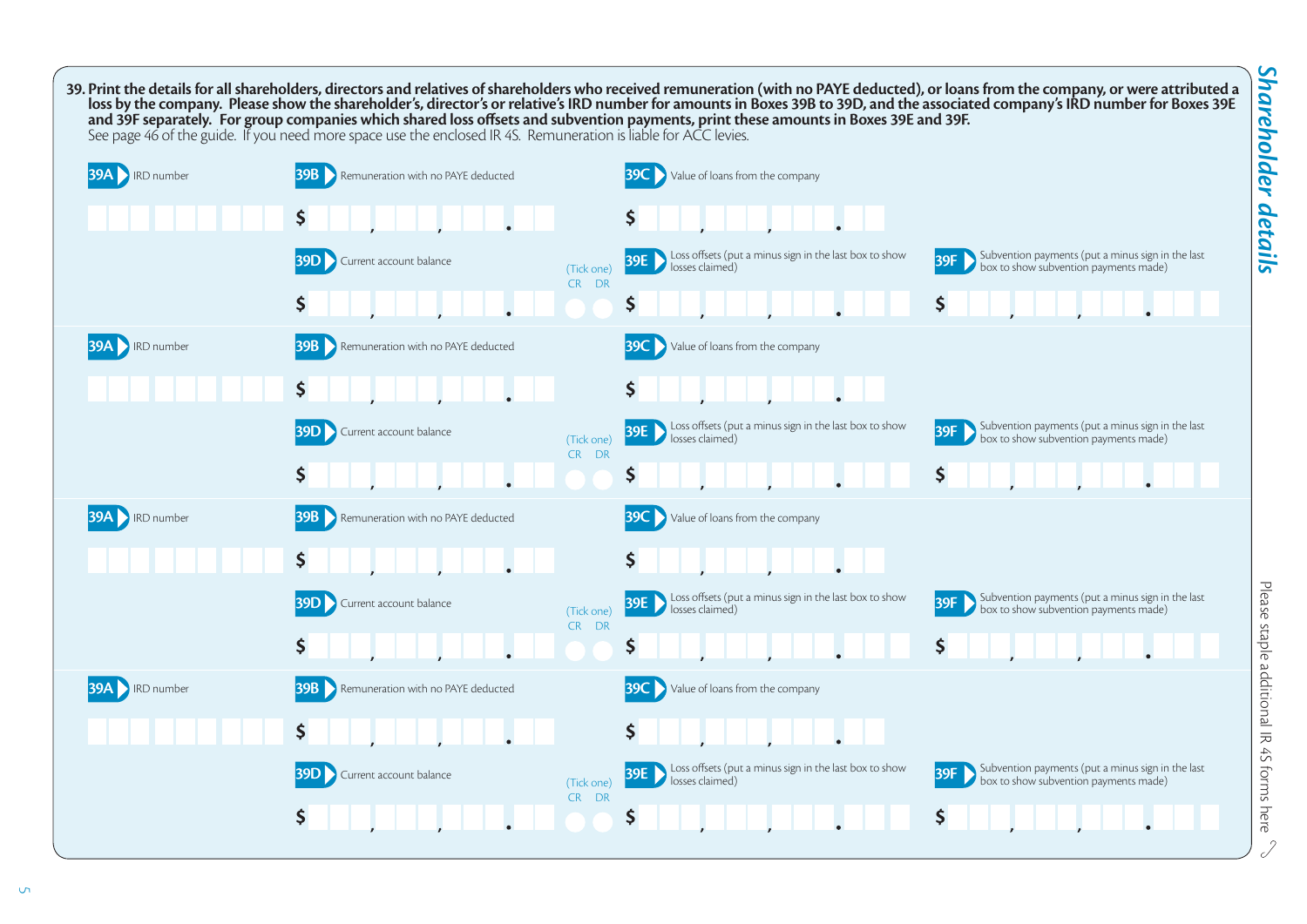## Shareholder details

**39. Print the details for all shareholders, directors and relatives of shareholders who received remuneration (with no PAYE deducted), or loans from the company, or were attributed a loss by the company. Please show the shareholder's, director's or relative's IRD number for amounts in Boxes 39B to 39D, and the associated company's IRD number for Boxes 39E and 39F separately. For group companies which shared loss offsets and subvention payments, print these amounts in Boxes 39E and 39F.**
See page 46 of the guide. If you need more space use the enclosed IR 4S. Remuneration is liable for ACC levies.

**39A** IRD number

**39B** Remuneration with no PAYE deducted
$ , , .

**39C** Value of loans from the company
$ , , .

**39D** Current account balance
$ , , .
(Tick one) CR DR

**39E** Loss offsets (put a minus sign in the last box to show losses claimed)
$ , , .

**39F** Subvention payments (put a minus sign in the last box to show subvention payments made)
$ , , .

**39A** IRD number

**39B** Remuneration with no PAYE deducted
$ , , .

**39C** Value of loans from the company
$ , , .

**39D** Current account balance
$ , , .
(Tick one) CR DR

**39E** Loss offsets (put a minus sign in the last box to show losses claimed)
$ , , .

**39F** Subvention payments (put a minus sign in the last box to show subvention payments made)
$ , , .

**39A** IRD number

**39B** Remuneration with no PAYE deducted
$ , , .

**39C** Value of loans from the company
$ , , .

**39D** Current account balance
$ , , .
(Tick one) CR DR

**39E** Loss offsets (put a minus sign in the last box to show losses claimed)
$ , , .

**39F** Subvention payments (put a minus sign in the last box to show subvention payments made)
$ , , .

**39A** IRD number

**39B** Remuneration with no PAYE deducted
$ , , .

**39C** Value of loans from the company
$ , , .

**39D** Current account balance
$ , , .
(Tick one) CR DR

**39E** Loss offsets (put a minus sign in the last box to show losses claimed)
$ , , .

**39F** Subvention payments (put a minus sign in the last box to show subvention payments made)
$ , , .

Please staple additional IR 4S forms here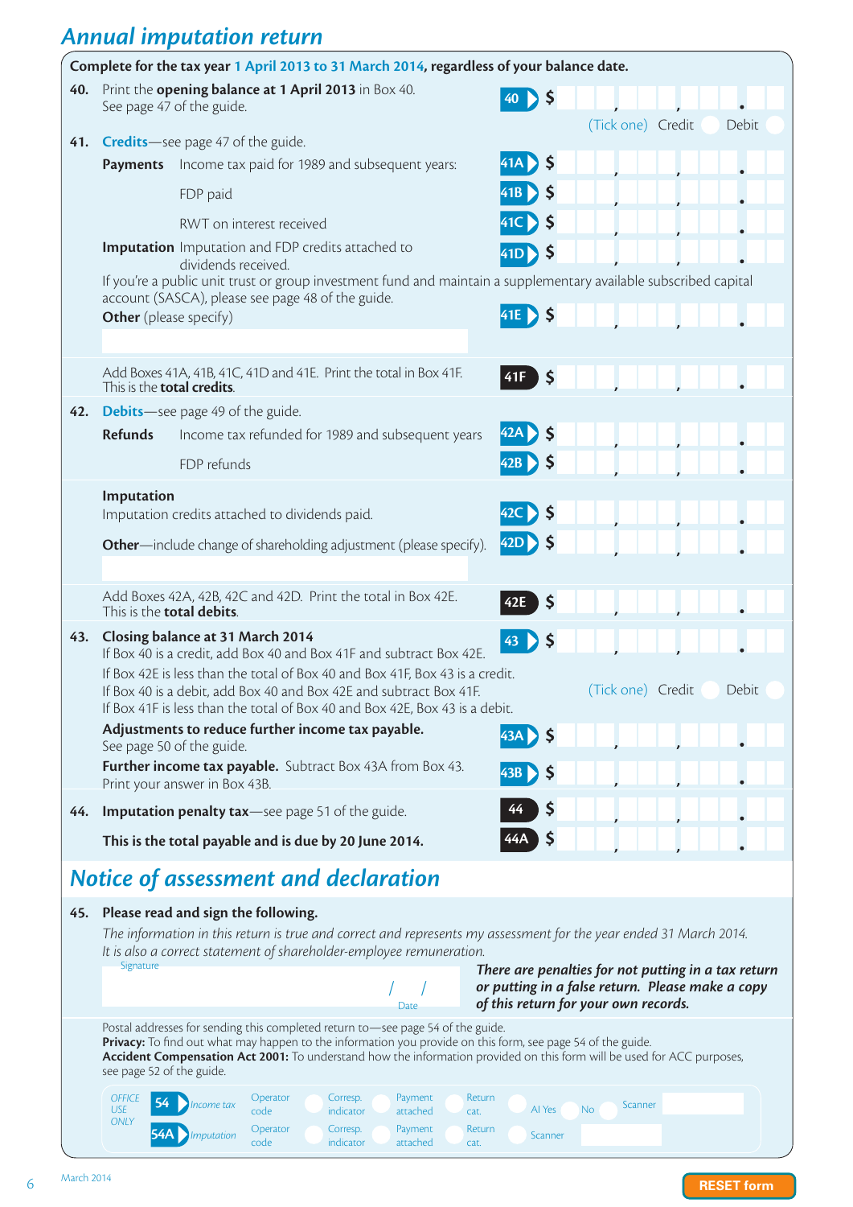## Annual imputation return

**Complete for the tax year** 1 April 2013 to 31 March 2014**, regardless of your balance date.**

**40.** Print the **opening balance at 1 April 2013** in Box 40. See page 47 of the guide.

40 $ , , .

(Tick one) Credit Debit

**41.** Credits—see page 47 of the guide.

**Payments** Income tax paid for 1989 and subsequent years: 41A $

FDP paid 41B $

RWT on interest received 41C $

**Imputation** Imputation and FDP credits attached to dividends received. 41D $

If you're a public unit trust or group investment fund and maintain a supplementary available subscribed capital account (SASCA), please see page 48 of the guide.

**Other** (please specify) 41E $

Add Boxes 41A, 41B, 41C, 41D and 41E. Print the total in Box 41F. This is the **total credits**. 41F $

**42.** Debits—see page 49 of the guide.

**Refunds** Income tax refunded for 1989 and subsequent years 42A $

FDP refunds 42B $

**Imputation**

Imputation credits attached to dividends paid. 42C $

**Other**—include change of shareholding adjustment (please specify). 42D $

Add Boxes 42A, 42B, 42C and 42D. Print the total in Box 42E. This is the **total debits**. 42E $

**43.** **Closing balance at 31 March 2014** 43 $

If Box 40 is a credit, add Box 40 and Box 41F and subtract Box 42E.

If Box 42E is less than the total of Box 40 and Box 41F, Box 43 is a credit.

If Box 40 is a debit, add Box 40 and Box 42E and subtract Box 41F.

If Box 41F is less than the total of Box 40 and Box 42E, Box 43 is a debit.

(Tick one) Credit Debit

**Adjustments to reduce further income tax payable.** See page 50 of the guide. 43A $

**Further income tax payable.** Subtract Box 43A from Box 43. Print your answer in Box 43B. 43B $

**44.** **Imputation penalty tax**—see page 51 of the guide. 44 $

**This is the total payable and is due by 20 June 2014.** 44A $

## Notice of assessment and declaration

**45.** **Please read and sign the following.**

*The information in this return is true and correct and represents my assessment for the year ended 31 March 2014. It is also a correct statement of shareholder-employee remuneration.*

Signature

/ /

Date

***There are penalties for not putting in a tax return or putting in a false return. Please make a copy of this return for your own records.***

Postal addresses for sending this completed return to—see page 54 of the guide.

**Privacy:** To find out what may happen to the information you provide on this form, see page 54 of the guide.

**Accident Compensation Act 2001:** To understand how the information provided on this form will be used for ACC purposes, see page 52 of the guide.

*OFFICE USE ONLY*

54 *Income tax* Operator code Corresp. indicator Payment attached Return cat. AI Yes No Scanner

54A *Imputation* Operator code Corresp. indicator Payment attached Return cat. Scanner

March 2014